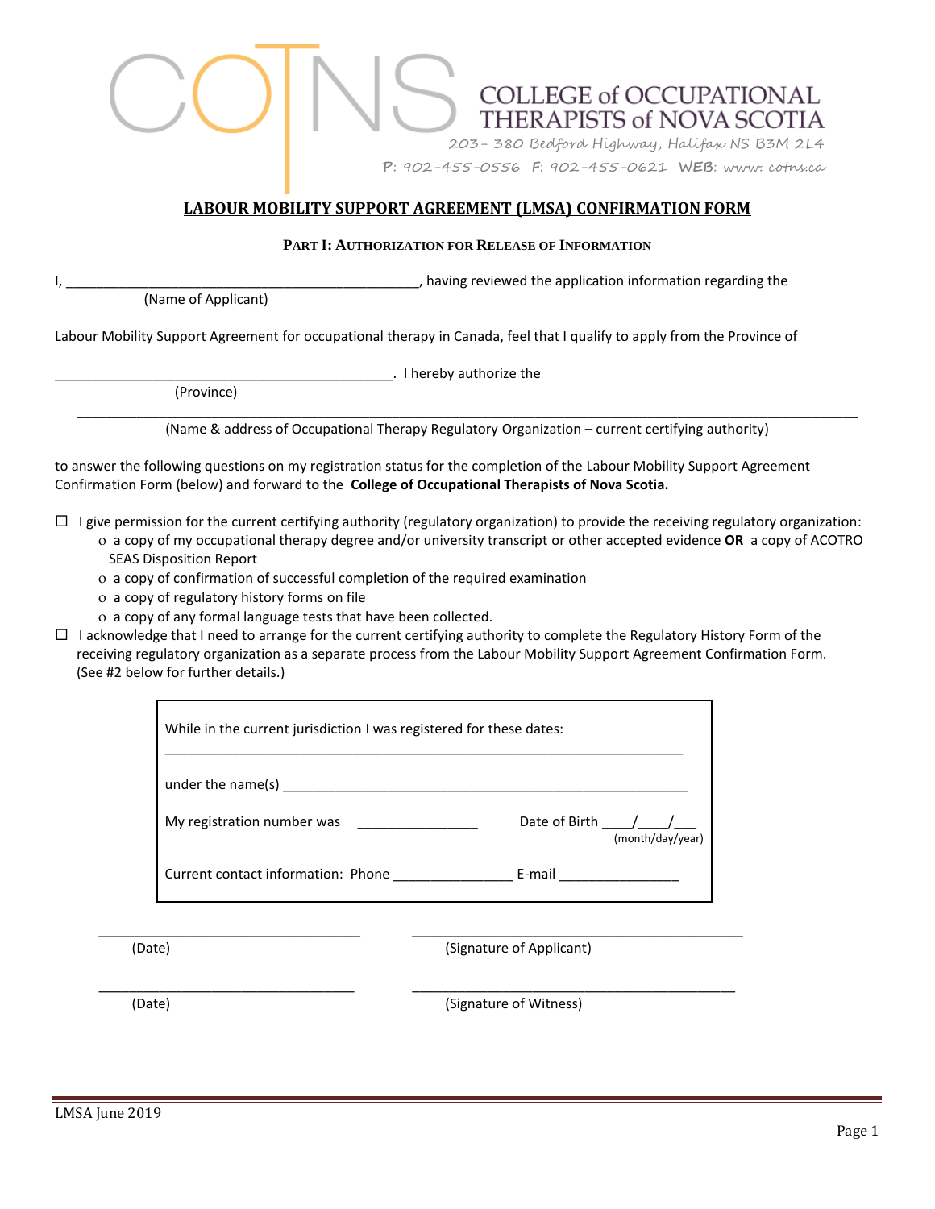COLLEGE of OCCUPATIONAL THERAPISTS of NOVA SCOTIA

203- 380 Bedford Highway, Halifax NS B3M 2L4

P: 902-455-0556 F: 902-455-0621 WEB: www. cotns.ca

# LABOUR MOBILITY SUPPORT AGREEMENT (LMSA) CONFIRMATION FORM

## PART I: AUTHORIZATION FOR RELEASE OF INFORMATION

I, ________________________________________________, having reviewed the application information regarding the
(Name of Applicant)

Labour Mobility Support Agreement for occupational therapy in Canada, feel that I qualify to apply from the Province of

______________________________________________. I hereby authorize the
(Province)

___________________________________________________________________________________________
(Name & address of Occupational Therapy Regulatory Organization – current certifying authority)

to answer the following questions on my registration status for the completion of the Labour Mobility Support Agreement Confirmation Form (below) and forward to the **College of Occupational Therapists of Nova Scotia.**

- ☐ I give permission for the current certifying authority (regulatory organization) to provide the receiving regulatory organization:
  - a copy of my occupational therapy degree and/or university transcript or other accepted evidence **OR** a copy of ACOTRO SEAS Disposition Report
  - a copy of confirmation of successful completion of the required examination
  - a copy of regulatory history forms on file
  - a copy of any formal language tests that have been collected.
- ☐ I acknowledge that I need to arrange for the current certifying authority to complete the Regulatory History Form of the receiving regulatory organization as a separate process from the Labour Mobility Support Agreement Confirmation Form. (See #2 below for further details.)

While in the current jurisdiction I was registered for these dates:
______________________________________________________________________

under the name(s) ______________________________________________________

My registration number was ________________ Date of Birth ____/____/___ (month/day/year)

Current contact information: Phone ________________ E-mail ________________

___________________________________ (Date) ____________________________________________ (Signature of Applicant)

___________________________________ (Date) ____________________________________________ (Signature of Witness)

LMSA June 2019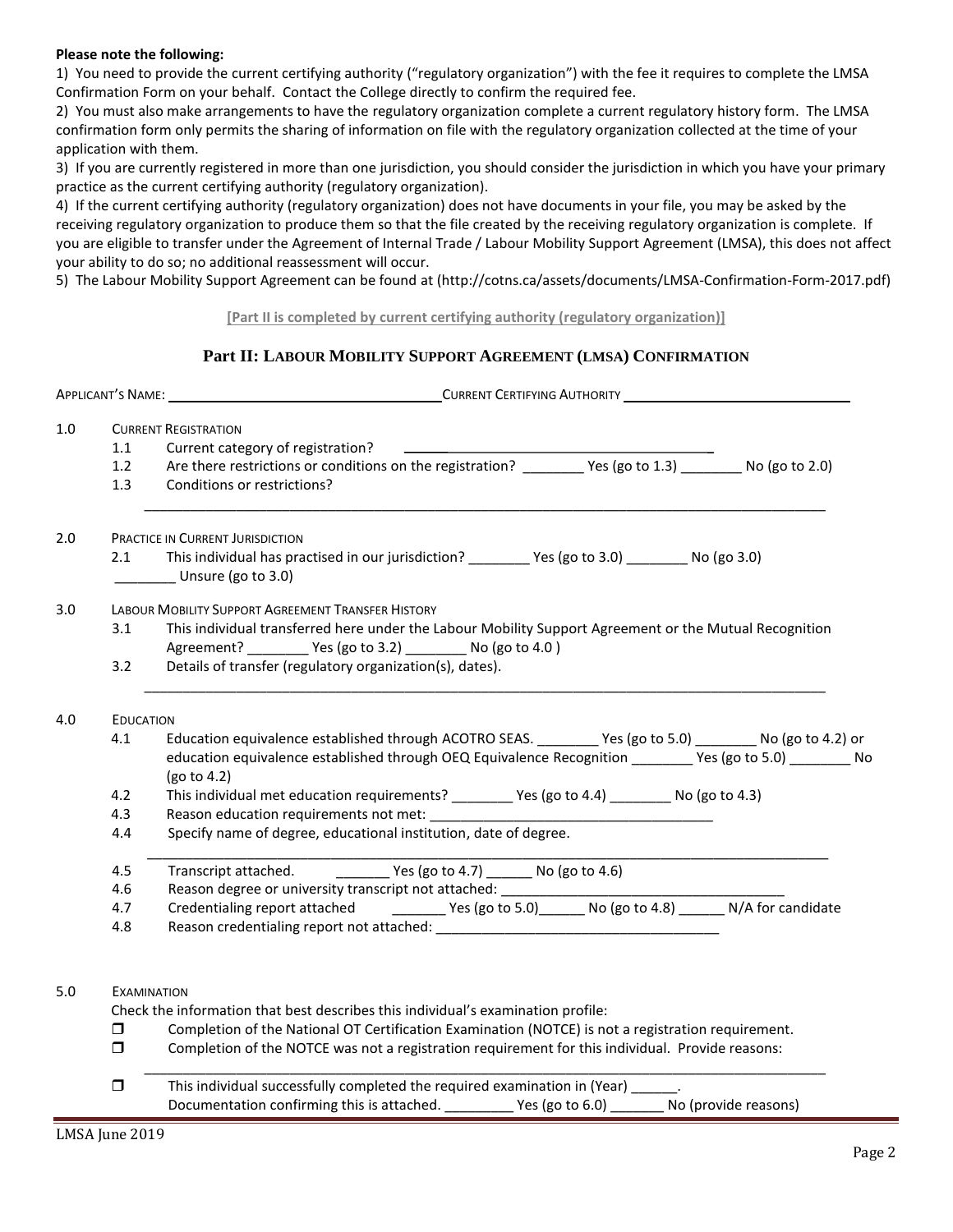**Please note the following:**

1) You need to provide the current certifying authority ("regulatory organization") with the fee it requires to complete the LMSA Confirmation Form on your behalf. Contact the College directly to confirm the required fee.

2) You must also make arrangements to have the regulatory organization complete a current regulatory history form. The LMSA confirmation form only permits the sharing of information on file with the regulatory organization collected at the time of your application with them.

3) If you are currently registered in more than one jurisdiction, you should consider the jurisdiction in which you have your primary practice as the current certifying authority (regulatory organization).

4) If the current certifying authority (regulatory organization) does not have documents in your file, you may be asked by the receiving regulatory organization to produce them so that the file created by the receiving regulatory organization is complete. If you are eligible to transfer under the Agreement of Internal Trade / Labour Mobility Support Agreement (LMSA), this does not affect your ability to do so; no additional reassessment will occur.

5) The Labour Mobility Support Agreement can be found at (http://cotns.ca/assets/documents/LMSA-Confirmation-Form-2017.pdf)

**[Part II is completed by current certifying authority (regulatory organization)]**

## Part II: Labour Mobility Support Agreement (LMSA) Confirmation

APPLICANT'S NAME: ____________________________________ CURRENT CERTIFYING AUTHORITY ______________________________

1.0 CURRENT REGISTRATION

- 1.1 Current category of registration? ________________________________________
- 1.2 Are there restrictions or conditions on the registration? ________ Yes (go to 1.3) ________ No (go to 2.0)
- 1.3 Conditions or restrictions?

____________________________________________________________________________________________

2.0 PRACTICE IN CURRENT JURISDICTION

- 2.1 This individual has practised in our jurisdiction? ________ Yes (go to 3.0) ________ No (go 3.0) ________ Unsure (go to 3.0)

3.0 LABOUR MOBILITY SUPPORT AGREEMENT TRANSFER HISTORY

- 3.1 This individual transferred here under the Labour Mobility Support Agreement or the Mutual Recognition Agreement? ________ Yes (go to 3.2) ________ No (go to 4.0 )
- 3.2 Details of transfer (regulatory organization(s), dates).

____________________________________________________________________________________________

4.0 EDUCATION

- 4.1 Education equivalence established through ACOTRO SEAS. ________ Yes (go to 5.0) ________ No (go to 4.2) or education equivalence established through OEQ Equivalence Recognition ________ Yes (go to 5.0) ________ No (go to 4.2)
- 4.2 This individual met education requirements? ________ Yes (go to 4.4) ________ No (go to 4.3)
- 4.3 Reason education requirements not met: _____________________________________
- 4.4 Specify name of degree, educational institution, date of degree.

____________________________________________________________________________________________

- 4.5 Transcript attached. _______ Yes (go to 4.7) ______ No (go to 4.6)
- 4.6 Reason degree or university transcript not attached: _____________________________________
- 4.7 Credentialing report attached _______ Yes (go to 5.0)______ No (go to 4.8) ______ N/A for candidate
- 4.8 Reason credentialing report not attached: _____________________________________

5.0 EXAMINATION

Check the information that best describes this individual's examination profile:

- ❒ Completion of the National OT Certification Examination (NOTCE) is not a registration requirement.
- ❒ Completion of the NOTCE was not a registration requirement for this individual. Provide reasons:

____________________________________________________________________________________________

- ❒ This individual successfully completed the required examination in (Year) ______.
  Documentation confirming this is attached. _________ Yes (go to 6.0) _______ No (provide reasons)

LMSA June 2019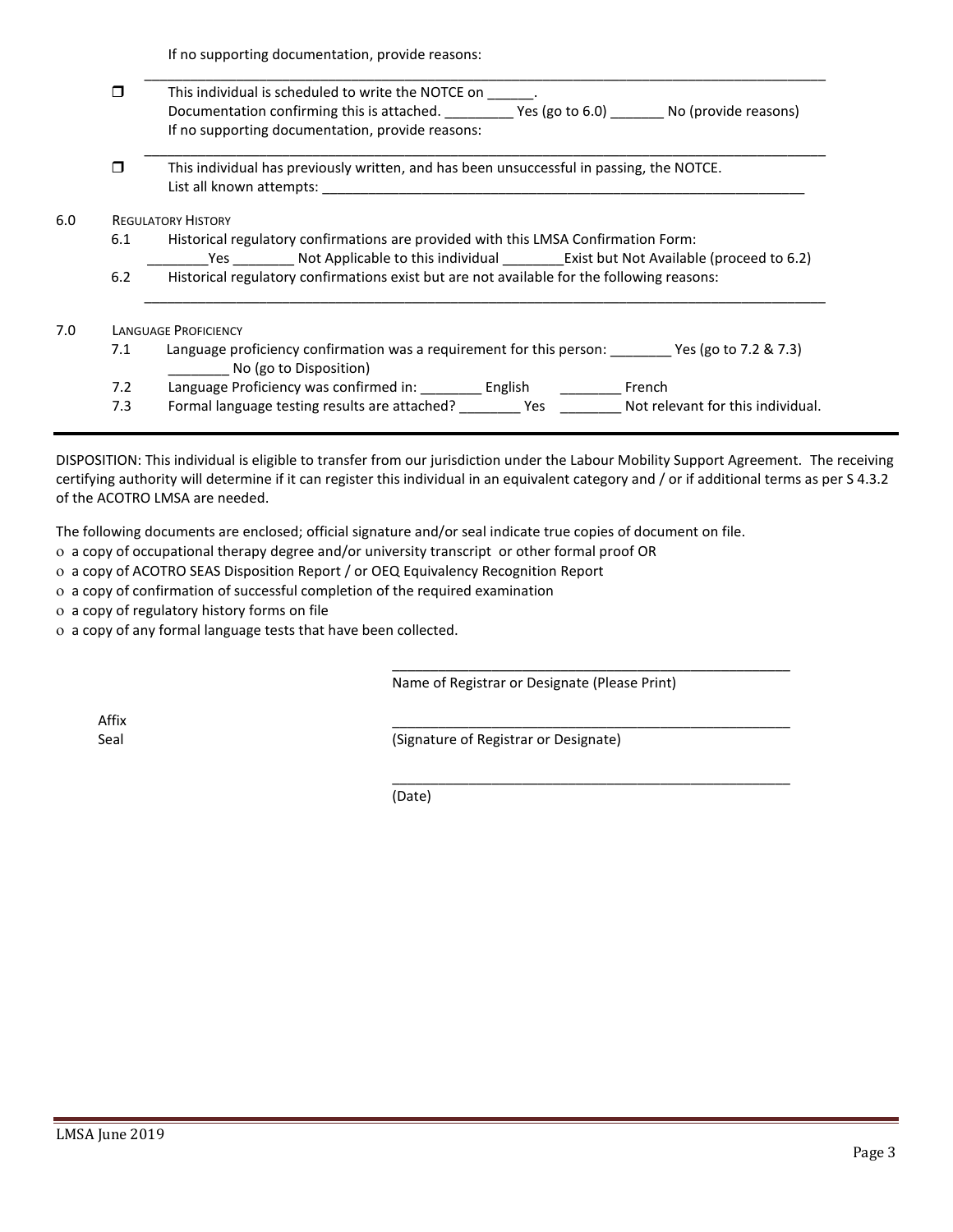If no supporting documentation, provide reasons:

_____________________________________________________________________________________

☐ This individual is scheduled to write the NOTCE on ______.
Documentation confirming this is attached. _________ Yes (go to 6.0) _______ No (provide reasons)
If no supporting documentation, provide reasons:

_____________________________________________________________________________________

☐ This individual has previously written, and has been unsuccessful in passing, the NOTCE.
List all known attempts: _________________________________________________________________

6.0 REGULATORY HISTORY

6.1 Historical regulatory confirmations are provided with this LMSA Confirmation Form:
________Yes ________ Not Applicable to this individual ________Exist but Not Available (proceed to 6.2)

6.2 Historical regulatory confirmations exist but are not available for the following reasons:

_____________________________________________________________________________________

7.0 LANGUAGE PROFICIENCY

7.1 Language proficiency confirmation was a requirement for this person: ________ Yes (go to 7.2 & 7.3)
________ No (go to Disposition)

7.2 Language Proficiency was confirmed in: ________ English ________ French

7.3 Formal language testing results are attached? ________ Yes ________ Not relevant for this individual.

---

DISPOSITION: This individual is eligible to transfer from our jurisdiction under the Labour Mobility Support Agreement. The receiving certifying authority will determine if it can register this individual in an equivalent category and / or if additional terms as per S 4.3.2 of the ACOTRO LMSA are needed.

The following documents are enclosed; official signature and/or seal indicate true copies of document on file.

- a copy of occupational therapy degree and/or university transcript or other formal proof OR
- a copy of ACOTRO SEAS Disposition Report / or OEQ Equivalency Recognition Report
- a copy of confirmation of successful completion of the required examination
- a copy of regulatory history forms on file
- a copy of any formal language tests that have been collected.

_______________________________________________________
Name of Registrar or Designate (Please Print)

Affix
Seal

_______________________________________________________
(Signature of Registrar or Designate)

_______________________________________________________
(Date)

LMSA June 2019